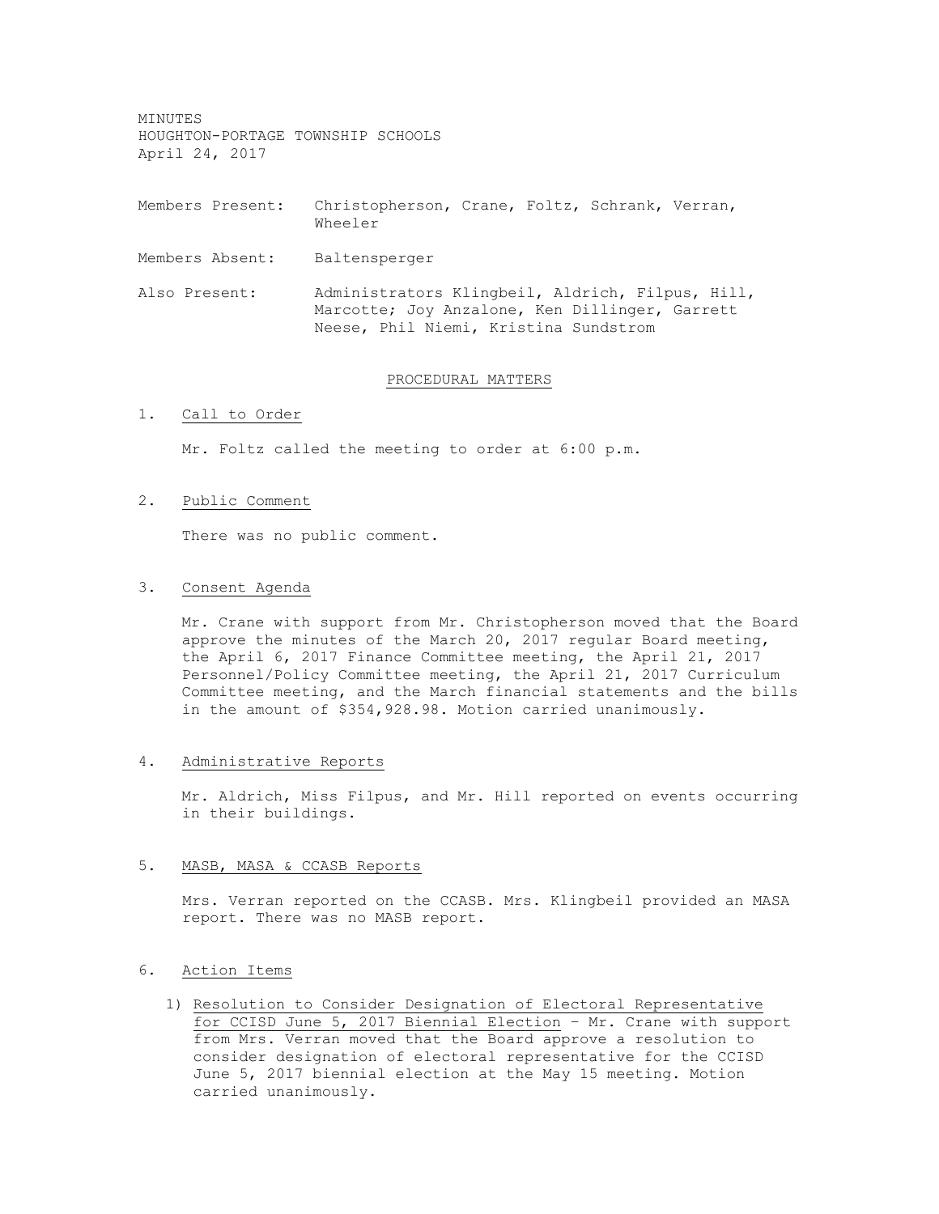MINUTES
HOUGHTON-PORTAGE TOWNSHIP SCHOOLS
April 24, 2017

Members Present: Christopherson, Crane, Foltz, Schrank, Verran, Wheeler

Members Absent: Baltensperger

Also Present: Administrators Klingbeil, Aldrich, Filpus, Hill, Marcotte; Joy Anzalone, Ken Dillinger, Garrett Neese, Phil Niemi, Kristina Sundstrom

## PROCEDURAL MATTERS

1. Call to Order

   Mr. Foltz called the meeting to order at 6:00 p.m.

2. Public Comment

   There was no public comment.

3. Consent Agenda

   Mr. Crane with support from Mr. Christopherson moved that the Board approve the minutes of the March 20, 2017 regular Board meeting, the April 6, 2017 Finance Committee meeting, the April 21, 2017 Personnel/Policy Committee meeting, the April 21, 2017 Curriculum Committee meeting, and the March financial statements and the bills in the amount of $354,928.98. Motion carried unanimously.

4. Administrative Reports

   Mr. Aldrich, Miss Filpus, and Mr. Hill reported on events occurring in their buildings.

5. MASB, MASA & CCASB Reports

   Mrs. Verran reported on the CCASB. Mrs. Klingbeil provided an MASA report. There was no MASB report.

6. Action Items

   1) Resolution to Consider Designation of Electoral Representative for CCISD June 5, 2017 Biennial Election – Mr. Crane with support from Mrs. Verran moved that the Board approve a resolution to consider designation of electoral representative for the CCISD June 5, 2017 biennial election at the May 15 meeting. Motion carried unanimously.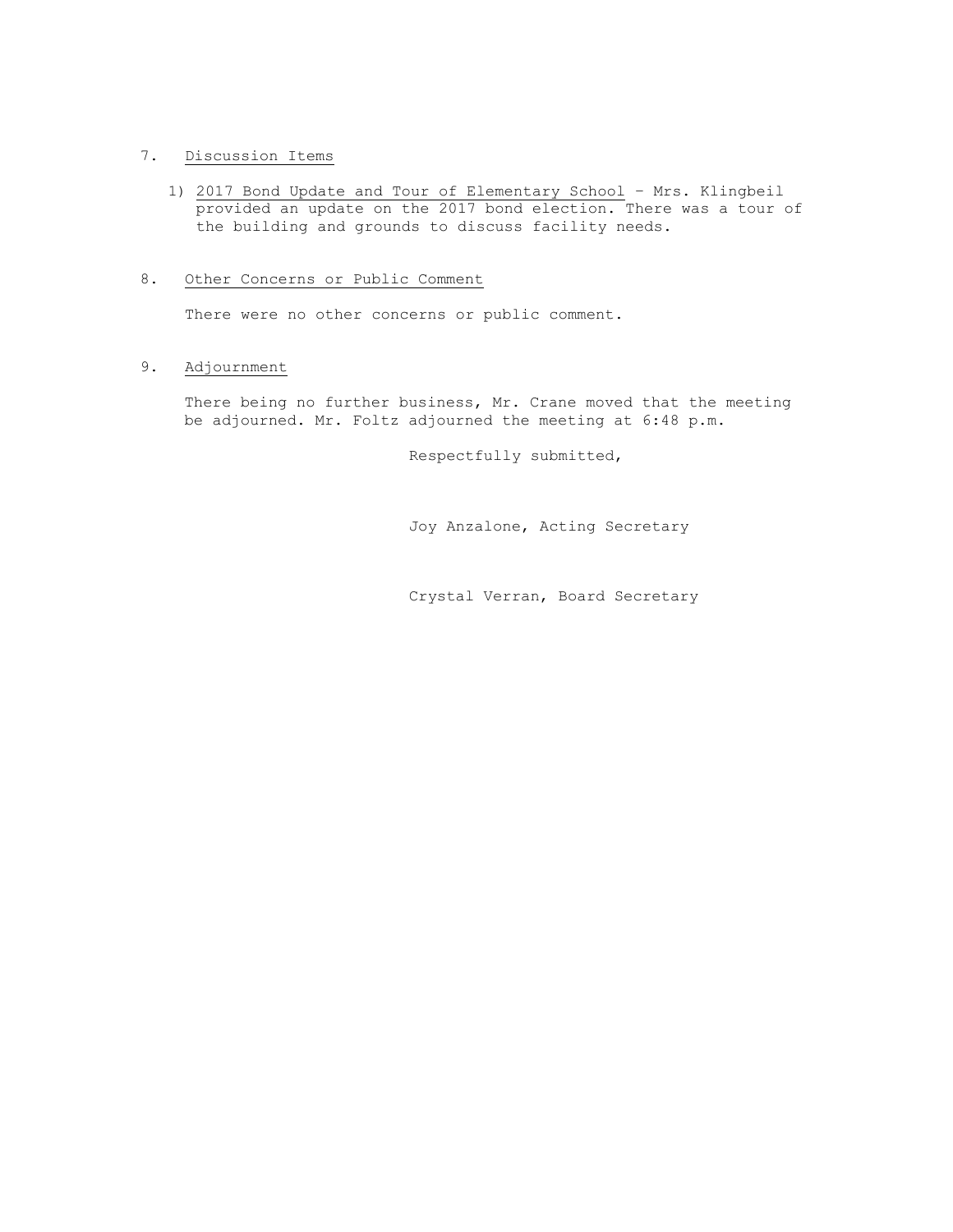7. <u>Discussion Items</u>

   1) <u>2017 Bond Update and Tour of Elementary School</u> – Mrs. Klingbeil provided an update on the 2017 bond election. There was a tour of the building and grounds to discuss facility needs.

8. <u>Other Concerns or Public Comment</u>

   There were no other concerns or public comment.

9. <u>Adjournment</u>

   There being no further business, Mr. Crane moved that the meeting be adjourned. Mr. Foltz adjourned the meeting at 6:48 p.m.

Respectfully submitted,

Joy Anzalone, Acting Secretary

Crystal Verran, Board Secretary